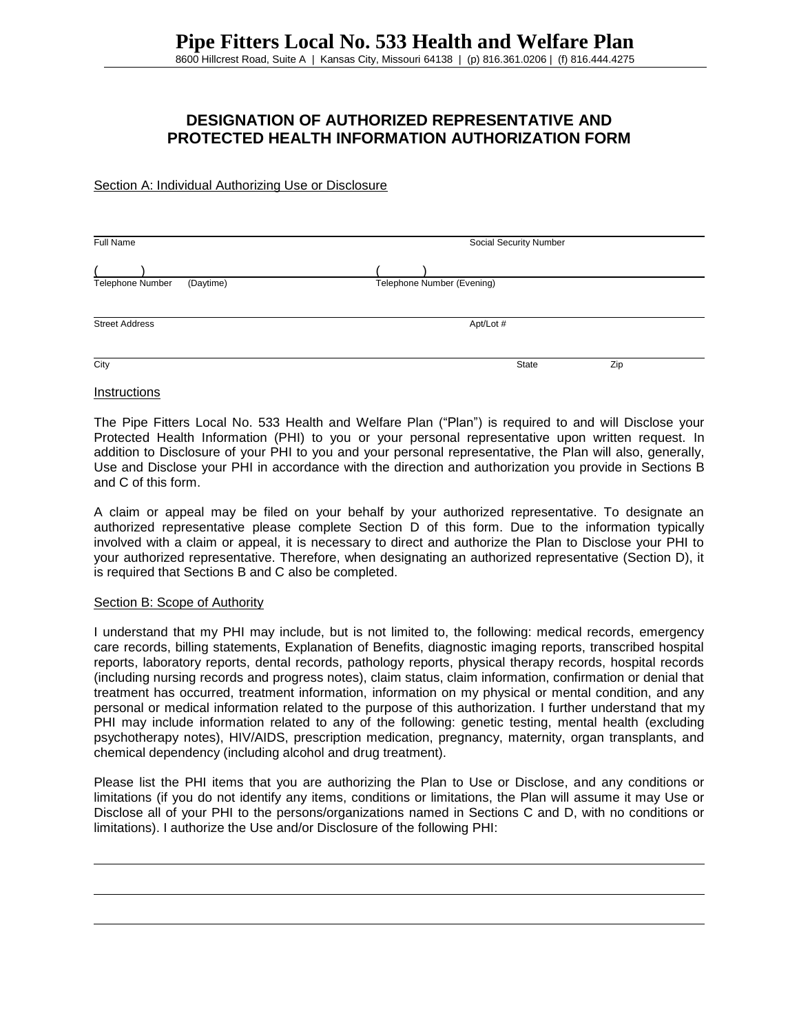# Pipe Fitters Local No. 533 Health and Welfare Plan

8600 Hillcrest Road, Suite A | Kansas City, Missouri 64138 | (p) 816.361.0206 | (f) 816.444.4275

## DESIGNATION OF AUTHORIZED REPRESENTATIVE AND PROTECTED HEALTH INFORMATION AUTHORIZATION FORM

Section A: Individual Authorizing Use or Disclosure

Full Name ______________________________ Social Security Number ______________________________

( ) ______________________________ ( ) ______________________________
Telephone Number (Daytime) Telephone Number (Evening)

Street Address ______________________________ Apt/Lot # ______________________________

City ______________________________ State __________ Zip __________

Instructions

The Pipe Fitters Local No. 533 Health and Welfare Plan ("Plan") is required to and will Disclose your Protected Health Information (PHI) to you or your personal representative upon written request. In addition to Disclosure of your PHI to you and your personal representative, the Plan will also, generally, Use and Disclose your PHI in accordance with the direction and authorization you provide in Sections B and C of this form.

A claim or appeal may be filed on your behalf by your authorized representative. To designate an authorized representative please complete Section D of this form. Due to the information typically involved with a claim or appeal, it is necessary to direct and authorize the Plan to Disclose your PHI to your authorized representative. Therefore, when designating an authorized representative (Section D), it is required that Sections B and C also be completed.

Section B: Scope of Authority

I understand that my PHI may include, but is not limited to, the following: medical records, emergency care records, billing statements, Explanation of Benefits, diagnostic imaging reports, transcribed hospital reports, laboratory reports, dental records, pathology reports, physical therapy records, hospital records (including nursing records and progress notes), claim status, claim information, confirmation or denial that treatment has occurred, treatment information, information on my physical or mental condition, and any personal or medical information related to the purpose of this authorization. I further understand that my PHI may include information related to any of the following: genetic testing, mental health (excluding psychotherapy notes), HIV/AIDS, prescription medication, pregnancy, maternity, organ transplants, and chemical dependency (including alcohol and drug treatment).

Please list the PHI items that you are authorizing the Plan to Use or Disclose, and any conditions or limitations (if you do not identify any items, conditions or limitations, the Plan will assume it may Use or Disclose all of your PHI to the persons/organizations named in Sections C and D, with no conditions or limitations). I authorize the Use and/or Disclosure of the following PHI:

______________________________________________________________________________

______________________________________________________________________________

______________________________________________________________________________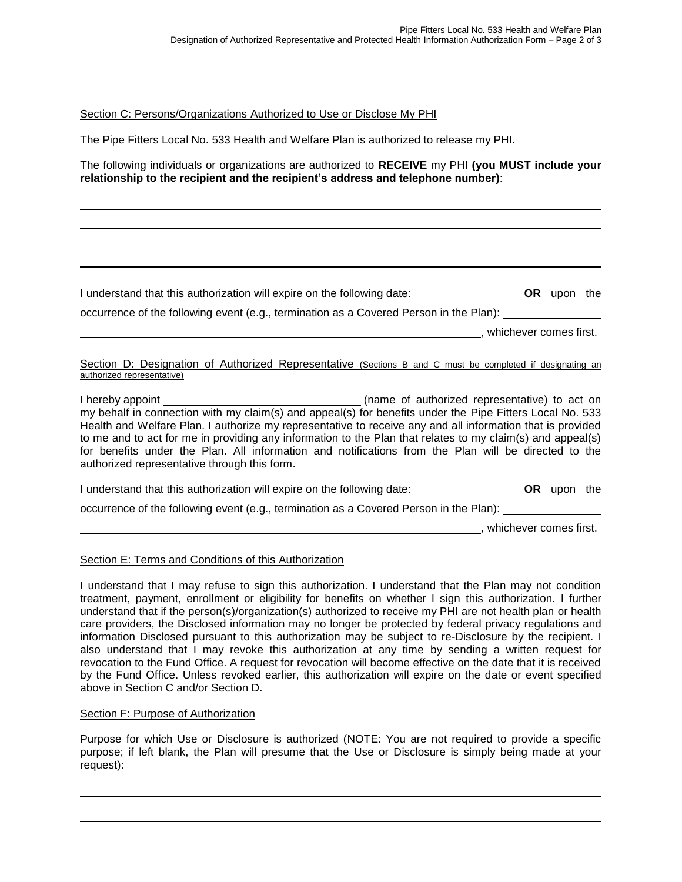Section C: Persons/Organizations Authorized to Use or Disclose My PHI

The Pipe Fitters Local No. 533 Health and Welfare Plan is authorized to release my PHI.

The following individuals or organizations are authorized to **RECEIVE** my PHI **(you MUST include your relationship to the recipient and the recipient's address and telephone number)**:

\_\_\_\_\_\_\_\_\_\_\_\_\_\_\_\_\_\_\_\_\_\_\_\_\_\_\_\_\_\_\_\_\_\_\_\_\_\_\_\_\_\_\_\_\_\_\_\_\_\_\_\_\_\_\_\_\_\_\_\_\_\_\_\_\_\_\_\_\_\_\_\_\_\_\_\_

\_\_\_\_\_\_\_\_\_\_\_\_\_\_\_\_\_\_\_\_\_\_\_\_\_\_\_\_\_\_\_\_\_\_\_\_\_\_\_\_\_\_\_\_\_\_\_\_\_\_\_\_\_\_\_\_\_\_\_\_\_\_\_\_\_\_\_\_\_\_\_\_\_\_\_\_

\_\_\_\_\_\_\_\_\_\_\_\_\_\_\_\_\_\_\_\_\_\_\_\_\_\_\_\_\_\_\_\_\_\_\_\_\_\_\_\_\_\_\_\_\_\_\_\_\_\_\_\_\_\_\_\_\_\_\_\_\_\_\_\_\_\_\_\_\_\_\_\_\_\_\_\_

\_\_\_\_\_\_\_\_\_\_\_\_\_\_\_\_\_\_\_\_\_\_\_\_\_\_\_\_\_\_\_\_\_\_\_\_\_\_\_\_\_\_\_\_\_\_\_\_\_\_\_\_\_\_\_\_\_\_\_\_\_\_\_\_\_\_\_\_\_\_\_\_\_\_\_\_

I understand that this authorization will expire on the following date: \_\_\_\_\_\_\_\_\_\_\_\_\_\_\_\_\_\_ **OR** upon the occurrence of the following event (e.g., termination as a Covered Person in the Plan): \_\_\_\_\_\_\_\_\_\_\_\_\_\_\_\_

\_\_\_\_\_\_\_\_\_\_\_\_\_\_\_\_\_\_\_\_\_\_\_\_\_\_\_\_\_\_\_\_\_\_\_\_\_\_\_\_\_\_\_\_\_\_\_\_\_\_\_\_\_\_\_\_\_\_\_\_\_\_\_\_, whichever comes first.

Section D: Designation of Authorized Representative (Sections B and C must be completed if designating an authorized representative)

I hereby appoint \_\_\_\_\_\_\_\_\_\_\_\_\_\_\_\_\_\_\_\_\_\_\_\_\_\_\_\_\_\_\_\_ (name of authorized representative) to act on my behalf in connection with my claim(s) and appeal(s) for benefits under the Pipe Fitters Local No. 533 Health and Welfare Plan. I authorize my representative to receive any and all information that is provided to me and to act for me in providing any information to the Plan that relates to my claim(s) and appeal(s) for benefits under the Plan. All information and notifications from the Plan will be directed to the authorized representative through this form.

I understand that this authorization will expire on the following date: \_\_\_\_\_\_\_\_\_\_\_\_\_\_\_\_\_\_ **OR** upon the occurrence of the following event (e.g., termination as a Covered Person in the Plan): \_\_\_\_\_\_\_\_\_\_\_\_\_\_\_\_

\_\_\_\_\_\_\_\_\_\_\_\_\_\_\_\_\_\_\_\_\_\_\_\_\_\_\_\_\_\_\_\_\_\_\_\_\_\_\_\_\_\_\_\_\_\_\_\_\_\_\_\_\_\_\_\_\_\_\_\_\_\_\_\_, whichever comes first.

Section E: Terms and Conditions of this Authorization

I understand that I may refuse to sign this authorization. I understand that the Plan may not condition treatment, payment, enrollment or eligibility for benefits on whether I sign this authorization. I further understand that if the person(s)/organization(s) authorized to receive my PHI are not health plan or health care providers, the Disclosed information may no longer be protected by federal privacy regulations and information Disclosed pursuant to this authorization may be subject to re-Disclosure by the recipient. I also understand that I may revoke this authorization at any time by sending a written request for revocation to the Fund Office. A request for revocation will become effective on the date that it is received by the Fund Office. Unless revoked earlier, this authorization will expire on the date or event specified above in Section C and/or Section D.

Section F: Purpose of Authorization

Purpose for which Use or Disclosure is authorized (NOTE: You are not required to provide a specific purpose; if left blank, the Plan will presume that the Use or Disclosure is simply being made at your request):

\_\_\_\_\_\_\_\_\_\_\_\_\_\_\_\_\_\_\_\_\_\_\_\_\_\_\_\_\_\_\_\_\_\_\_\_\_\_\_\_\_\_\_\_\_\_\_\_\_\_\_\_\_\_\_\_\_\_\_\_\_\_\_\_\_\_\_\_\_\_\_\_\_\_\_\_

\_\_\_\_\_\_\_\_\_\_\_\_\_\_\_\_\_\_\_\_\_\_\_\_\_\_\_\_\_\_\_\_\_\_\_\_\_\_\_\_\_\_\_\_\_\_\_\_\_\_\_\_\_\_\_\_\_\_\_\_\_\_\_\_\_\_\_\_\_\_\_\_\_\_\_\_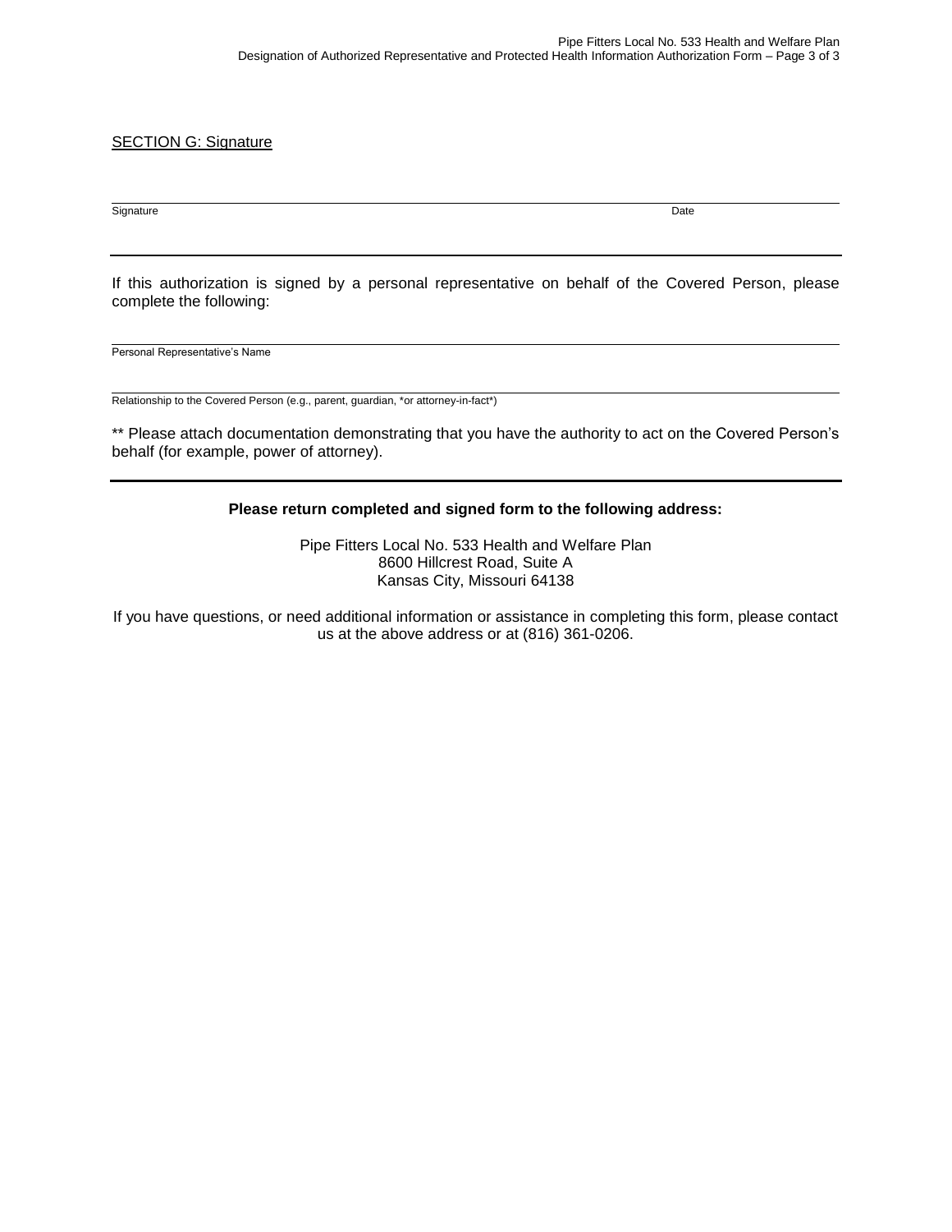SECTION G: Signature

Signature Date

If this authorization is signed by a personal representative on behalf of the Covered Person, please complete the following:

Personal Representative's Name

Relationship to the Covered Person (e.g., parent, guardian, *or attorney-in-fact*)

** Please attach documentation demonstrating that you have the authority to act on the Covered Person's behalf (for example, power of attorney).

**Please return completed and signed form to the following address:**

Pipe Fitters Local No. 533 Health and Welfare Plan
8600 Hillcrest Road, Suite A
Kansas City, Missouri 64138

If you have questions, or need additional information or assistance in completing this form, please contact us at the above address or at (816) 361-0206.